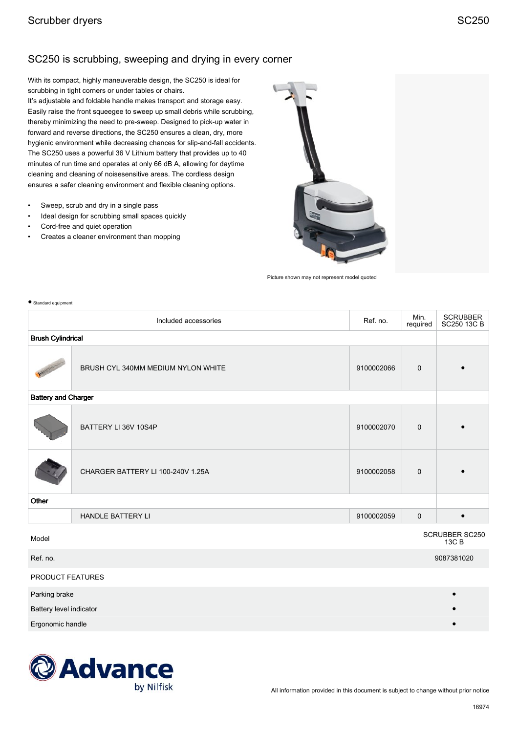# SC250 is scrubbing, sweeping and drying in every corner

With its compact, highly maneuverable design, the SC250 is ideal for scrubbing in tight corners or under tables or chairs.
It's adjustable and foldable handle makes transport and storage easy. Easily raise the front squeegee to sweep up small debris while scrubbing, thereby minimizing the need to pre-sweep. Designed to pick-up water in forward and reverse directions, the SC250 ensures a clean, dry, more hygienic environment while decreasing chances for slip-and-fall accidents. The SC250 uses a powerful 36 V Lithium battery that provides up to 40 minutes of run time and operates at only 66 dB A, allowing for daytime cleaning and cleaning of noisesensitive areas. The cordless design ensures a safer cleaning environment and flexible cleaning options.

- Sweep, scrub and dry in a single pass
- Ideal design for scrubbing small spaces quickly
- Cord-free and quiet operation
- Creates a cleaner environment than mopping

Picture shown may not represent model quoted

● Standard equipment

| Included accessories | | Ref. no. | Min. required | SCRUBBER SC250 13C B |
|---|---|---|---|---|
| **Brush Cylindrical** | | | | |
| | BRUSH CYL 340MM MEDIUM NYLON WHITE | 9100002066 | 0 | • |
| **Battery and Charger** | | | | |
| | BATTERY LI 36V 10S4P | 9100002070 | 0 | • |
| | CHARGER BATTERY LI 100-240V 1.25A | 9100002058 | 0 | • |
| **Other** | | | | |
| | HANDLE BATTERY LI | 9100002059 | 0 | • |

| Model | SCRUBBER SC250 13C B |
|---|---|
| Ref. no. | 9087381020 |
| PRODUCT FEATURES | |
| Parking brake | • |
| Battery level indicator | • |
| Ergonomic handle | • |

All information provided in this document is subject to change without prior notice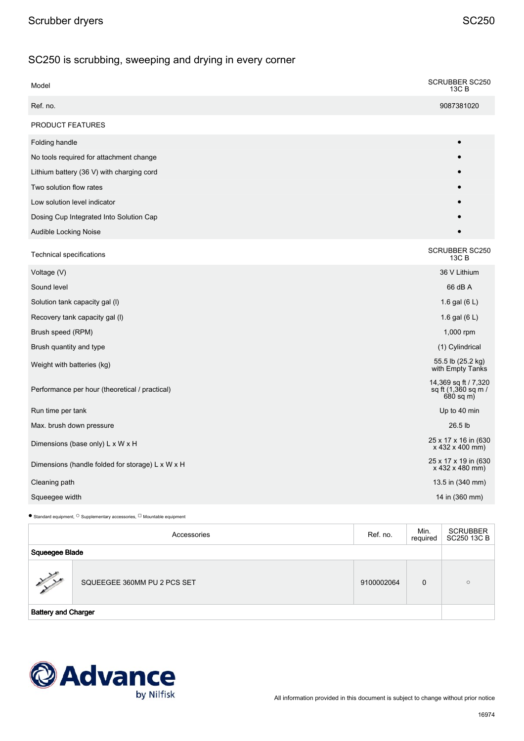## SC250 is scrubbing, sweeping and drying in every corner

| Model | SCRUBBER SC250 13C B |
|---|---|
| Ref. no. | 9087381020 |
| PRODUCT FEATURES | |
| Folding handle | ● |
| No tools required for attachment change | ● |
| Lithium battery (36 V) with charging cord | ● |
| Two solution flow rates | ● |
| Low solution level indicator | ● |
| Dosing Cup Integrated Into Solution Cap | ● |
| Audible Locking Noise | ● |

| Technical specifications | SCRUBBER SC250 13C B |
|---|---|
| Voltage (V) | 36 V Lithium |
| Sound level | 66 dB A |
| Solution tank capacity gal (l) | 1.6 gal (6 L) |
| Recovery tank capacity gal (l) | 1.6 gal (6 L) |
| Brush speed (RPM) | 1,000 rpm |
| Brush quantity and type | (1) Cylindrical |
| Weight with batteries (kg) | 55.5 lb (25.2 kg) with Empty Tanks |
| Performance per hour (theoretical / practical) | 14,369 sq ft / 7,320 sq ft (1,360 sq m / 680 sq m) |
| Run time per tank | Up to 40 min |
| Max. brush down pressure | 26.5 lb |
| Dimensions (base only) L x W x H | 25 x 17 x 16 in (630 x 432 x 400 mm) |
| Dimensions (handle folded for storage) L x W x H | 25 x 17 x 19 in (630 x 432 x 480 mm) |
| Cleaning path | 13.5 in (340 mm) |
| Squeegee width | 14 in (360 mm) |

● Standard equipment, ○ Supplementary accessories, ☐ Mountable equipment

| | Accessories | Ref. no. | Min. required | SCRUBBER SC250 13C B |
|---|---|---|---|---|
| **Squeegee Blade** | | | | |
| | SQUEEGEE 360MM PU 2 PCS SET | 9100002064 | 0 | ○ |
| **Battery and Charger** | | | | |

All information provided in this document is subject to change without prior notice

16974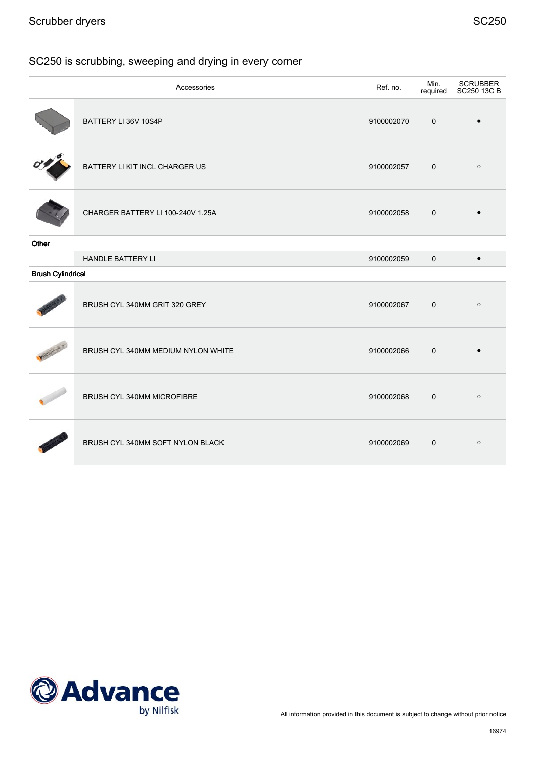## SC250 is scrubbing, sweeping and drying in every corner

| Accessories | | Ref. no. | Min. required | SCRUBBER SC250 13C B |
|---|---|---|---|---|
| | BATTERY LI 36V 10S4P | 9100002070 | 0 | • |
| | BATTERY LI KIT INCL CHARGER US | 9100002057 | 0 | ○ |
| | CHARGER BATTERY LI 100-240V 1.25A | 9100002058 | 0 | • |
| **Other** | | | | |
| | HANDLE BATTERY LI | 9100002059 | 0 | • |
| **Brush Cylindrical** | | | | |
| | BRUSH CYL 340MM GRIT 320 GREY | 9100002067 | 0 | ○ |
| | BRUSH CYL 340MM MEDIUM NYLON WHITE | 9100002066 | 0 | • |
| | BRUSH CYL 340MM MICROFIBRE | 9100002068 | 0 | ○ |
| | BRUSH CYL 340MM SOFT NYLON BLACK | 9100002069 | 0 | ○ |

All information provided in this document is subject to change without prior notice

16974